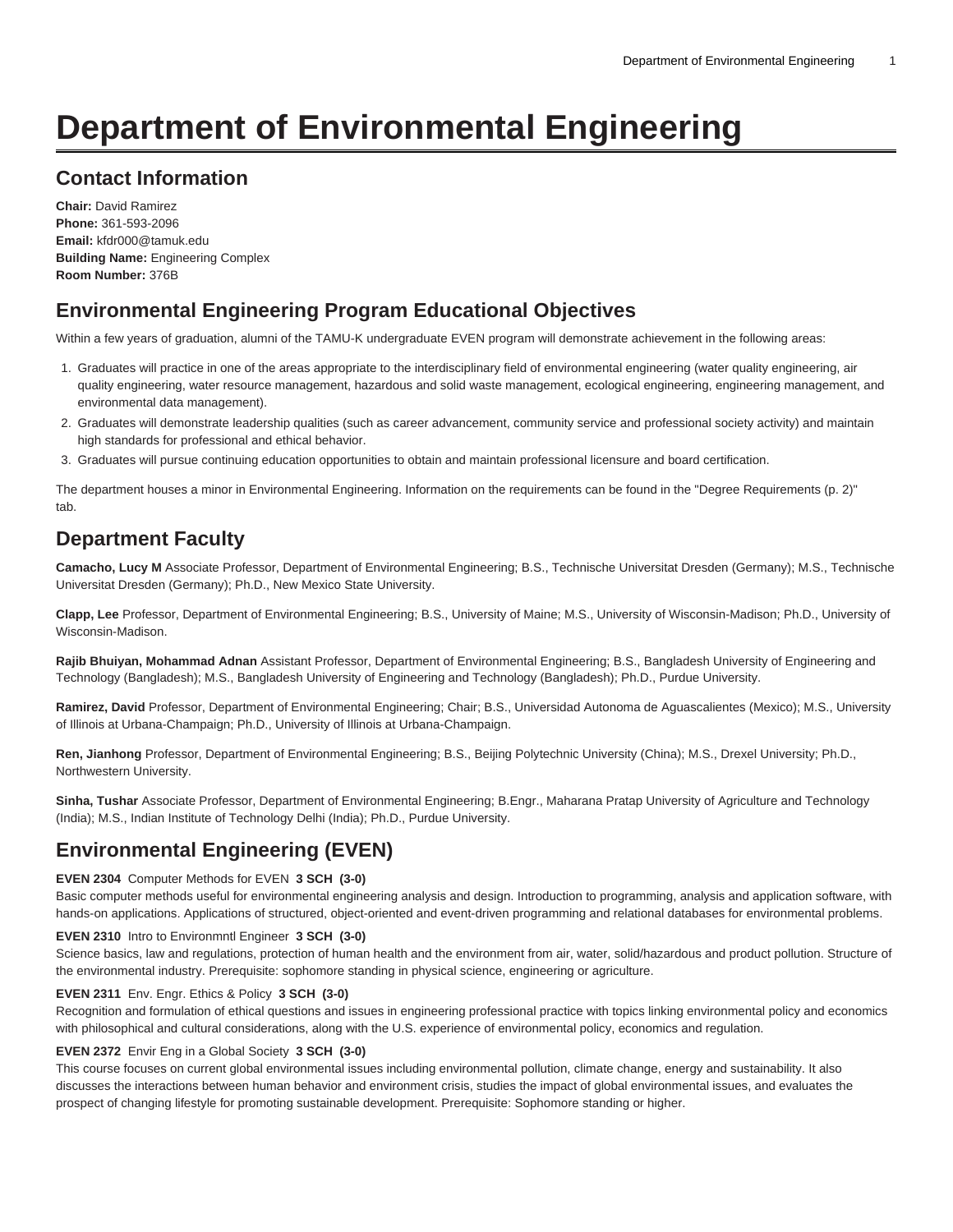# Department of Environmental Engineering

## Contact Information

**Chair:** David Ramirez
**Phone:** 361-593-2096
**Email:** kfdr000@tamuk.edu
**Building Name:** Engineering Complex
**Room Number:** 376B

## Environmental Engineering Program Educational Objectives

Within a few years of graduation, alumni of the TAMU-K undergraduate EVEN program will demonstrate achievement in the following areas:

1. Graduates will practice in one of the areas appropriate to the interdisciplinary field of environmental engineering (water quality engineering, air quality engineering, water resource management, hazardous and solid waste management, ecological engineering, engineering management, and environmental data management).
2. Graduates will demonstrate leadership qualities (such as career advancement, community service and professional society activity) and maintain high standards for professional and ethical behavior.
3. Graduates will pursue continuing education opportunities to obtain and maintain professional licensure and board certification.

The department houses a minor in Environmental Engineering. Information on the requirements can be found in the "Degree Requirements (p. 2)" tab.

## Department Faculty

**Camacho, Lucy M** Associate Professor, Department of Environmental Engineering; B.S., Technische Universitat Dresden (Germany); M.S., Technische Universitat Dresden (Germany); Ph.D., New Mexico State University.

**Clapp, Lee** Professor, Department of Environmental Engineering; B.S., University of Maine; M.S., University of Wisconsin-Madison; Ph.D., University of Wisconsin-Madison.

**Rajib Bhuiyan, Mohammad Adnan** Assistant Professor, Department of Environmental Engineering; B.S., Bangladesh University of Engineering and Technology (Bangladesh); M.S., Bangladesh University of Engineering and Technology (Bangladesh); Ph.D., Purdue University.

**Ramirez, David** Professor, Department of Environmental Engineering; Chair; B.S., Universidad Autonoma de Aguascalientes (Mexico); M.S., University of Illinois at Urbana-Champaign; Ph.D., University of Illinois at Urbana-Champaign.

**Ren, Jianhong** Professor, Department of Environmental Engineering; B.S., Beijing Polytechnic University (China); M.S., Drexel University; Ph.D., Northwestern University.

**Sinha, Tushar** Associate Professor, Department of Environmental Engineering; B.Engr., Maharana Pratap University of Agriculture and Technology (India); M.S., Indian Institute of Technology Delhi (India); Ph.D., Purdue University.

## Environmental Engineering (EVEN)

**EVEN 2304** Computer Methods for EVEN **3 SCH (3-0)**
Basic computer methods useful for environmental engineering analysis and design. Introduction to programming, analysis and application software, with hands-on applications. Applications of structured, object-oriented and event-driven programming and relational databases for environmental problems.

**EVEN 2310** Intro to Environmntl Engineer **3 SCH (3-0)**
Science basics, law and regulations, protection of human health and the environment from air, water, solid/hazardous and product pollution. Structure of the environmental industry. Prerequisite: sophomore standing in physical science, engineering or agriculture.

**EVEN 2311** Env. Engr. Ethics & Policy **3 SCH (3-0)**
Recognition and formulation of ethical questions and issues in engineering professional practice with topics linking environmental policy and economics with philosophical and cultural considerations, along with the U.S. experience of environmental policy, economics and regulation.

**EVEN 2372** Envir Eng in a Global Society **3 SCH (3-0)**
This course focuses on current global environmental issues including environmental pollution, climate change, energy and sustainability. It also discusses the interactions between human behavior and environment crisis, studies the impact of global environmental issues, and evaluates the prospect of changing lifestyle for promoting sustainable development. Prerequisite: Sophomore standing or higher.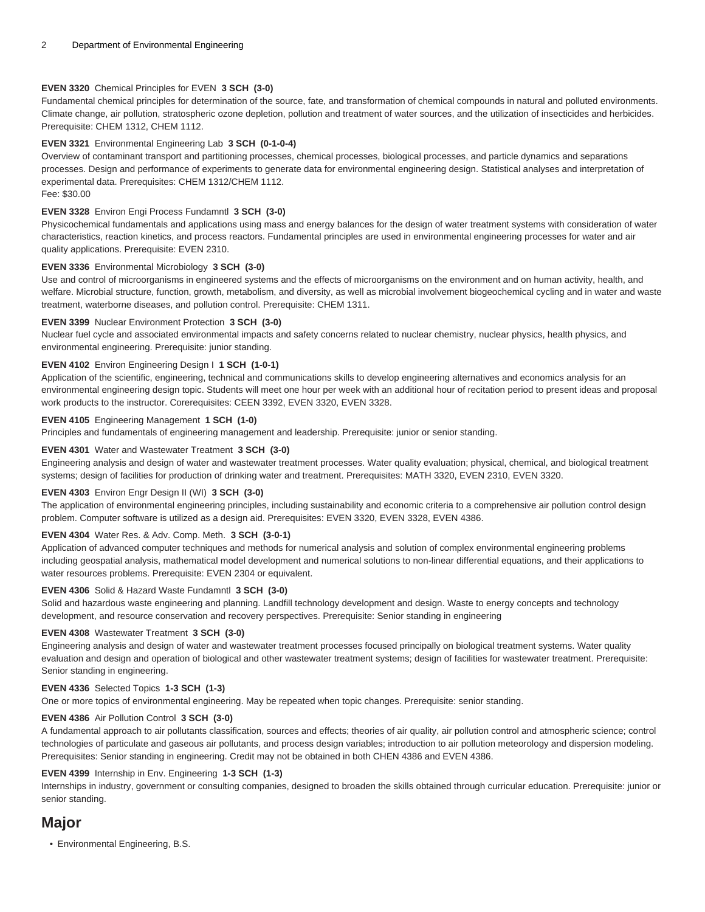**EVEN 3320** Chemical Principles for EVEN **3 SCH (3-0)**
Fundamental chemical principles for determination of the source, fate, and transformation of chemical compounds in natural and polluted environments. Climate change, air pollution, stratospheric ozone depletion, pollution and treatment of water sources, and the utilization of insecticides and herbicides. Prerequisite: CHEM 1312, CHEM 1112.

**EVEN 3321** Environmental Engineering Lab **3 SCH (0-1-0-4)**
Overview of contaminant transport and partitioning processes, chemical processes, biological processes, and particle dynamics and separations processes. Design and performance of experiments to generate data for environmental engineering design. Statistical analyses and interpretation of experimental data. Prerequisites: CHEM 1312/CHEM 1112.
Fee: $30.00

**EVEN 3328** Environ Engi Process Fundamntl **3 SCH (3-0)**
Physicochemical fundamentals and applications using mass and energy balances for the design of water treatment systems with consideration of water characteristics, reaction kinetics, and process reactors. Fundamental principles are used in environmental engineering processes for water and air quality applications. Prerequisite: EVEN 2310.

**EVEN 3336** Environmental Microbiology **3 SCH (3-0)**
Use and control of microorganisms in engineered systems and the effects of microorganisms on the environment and on human activity, health, and welfare. Microbial structure, function, growth, metabolism, and diversity, as well as microbial involvement biogeochemical cycling and in water and waste treatment, waterborne diseases, and pollution control. Prerequisite: CHEM 1311.

**EVEN 3399** Nuclear Environment Protection **3 SCH (3-0)**
Nuclear fuel cycle and associated environmental impacts and safety concerns related to nuclear chemistry, nuclear physics, health physics, and environmental engineering. Prerequisite: junior standing.

**EVEN 4102** Environ Engineering Design I **1 SCH (1-0-1)**
Application of the scientific, engineering, technical and communications skills to develop engineering alternatives and economics analysis for an environmental engineering design topic. Students will meet one hour per week with an additional hour of recitation period to present ideas and proposal work products to the instructor. Corerequisites: CEEN 3392, EVEN 3320, EVEN 3328.

**EVEN 4105** Engineering Management **1 SCH (1-0)**
Principles and fundamentals of engineering management and leadership. Prerequisite: junior or senior standing.

**EVEN 4301** Water and Wastewater Treatment **3 SCH (3-0)**
Engineering analysis and design of water and wastewater treatment processes. Water quality evaluation; physical, chemical, and biological treatment systems; design of facilities for production of drinking water and treatment. Prerequisites: MATH 3320, EVEN 2310, EVEN 3320.

**EVEN 4303** Environ Engr Design II (WI) **3 SCH (3-0)**
The application of environmental engineering principles, including sustainability and economic criteria to a comprehensive air pollution control design problem. Computer software is utilized as a design aid. Prerequisites: EVEN 3320, EVEN 3328, EVEN 4386.

**EVEN 4304** Water Res. & Adv. Comp. Meth. **3 SCH (3-0-1)**
Application of advanced computer techniques and methods for numerical analysis and solution of complex environmental engineering problems including geospatial analysis, mathematical model development and numerical solutions to non-linear differential equations, and their applications to water resources problems. Prerequisite: EVEN 2304 or equivalent.

**EVEN 4306** Solid & Hazard Waste Fundamntl **3 SCH (3-0)**
Solid and hazardous waste engineering and planning. Landfill technology development and design. Waste to energy concepts and technology development, and resource conservation and recovery perspectives. Prerequisite: Senior standing in engineering

**EVEN 4308** Wastewater Treatment **3 SCH (3-0)**
Engineering analysis and design of water and wastewater treatment processes focused principally on biological treatment systems. Water quality evaluation and design and operation of biological and other wastewater treatment systems; design of facilities for wastewater treatment. Prerequisite: Senior standing in engineering.

**EVEN 4336** Selected Topics **1-3 SCH (1-3)**
One or more topics of environmental engineering. May be repeated when topic changes. Prerequisite: senior standing.

**EVEN 4386** Air Pollution Control **3 SCH (3-0)**
A fundamental approach to air pollutants classification, sources and effects; theories of air quality, air pollution control and atmospheric science; control technologies of particulate and gaseous air pollutants, and process design variables; introduction to air pollution meteorology and dispersion modeling. Prerequisites: Senior standing in engineering. Credit may not be obtained in both CHEN 4386 and EVEN 4386.

**EVEN 4399** Internship in Env. Engineering **1-3 SCH (1-3)**
Internships in industry, government or consulting companies, designed to broaden the skills obtained through curricular education. Prerequisite: junior or senior standing.

## Major

- Environmental Engineering, B.S.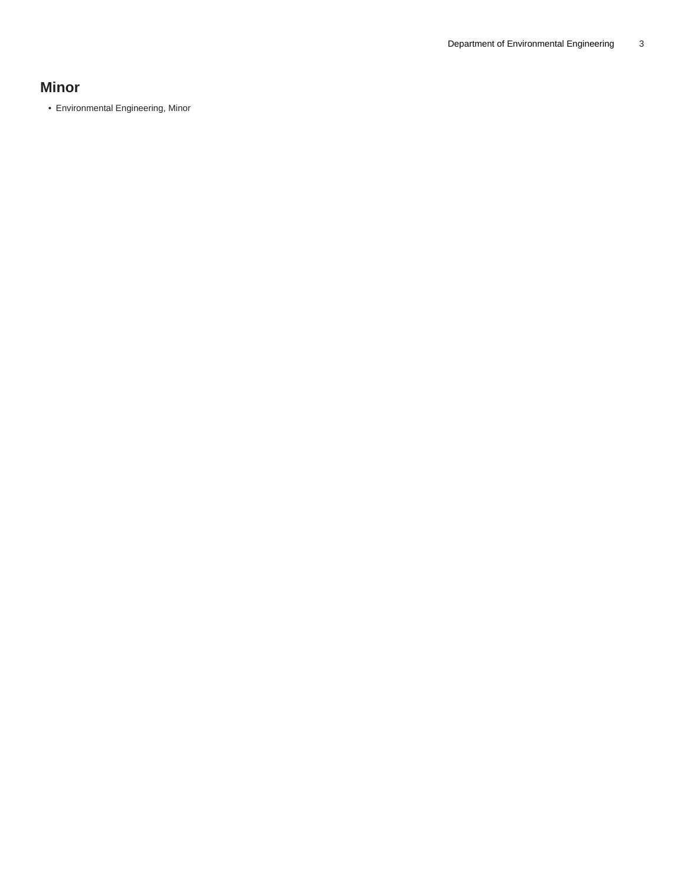## Minor

- Environmental Engineering, Minor